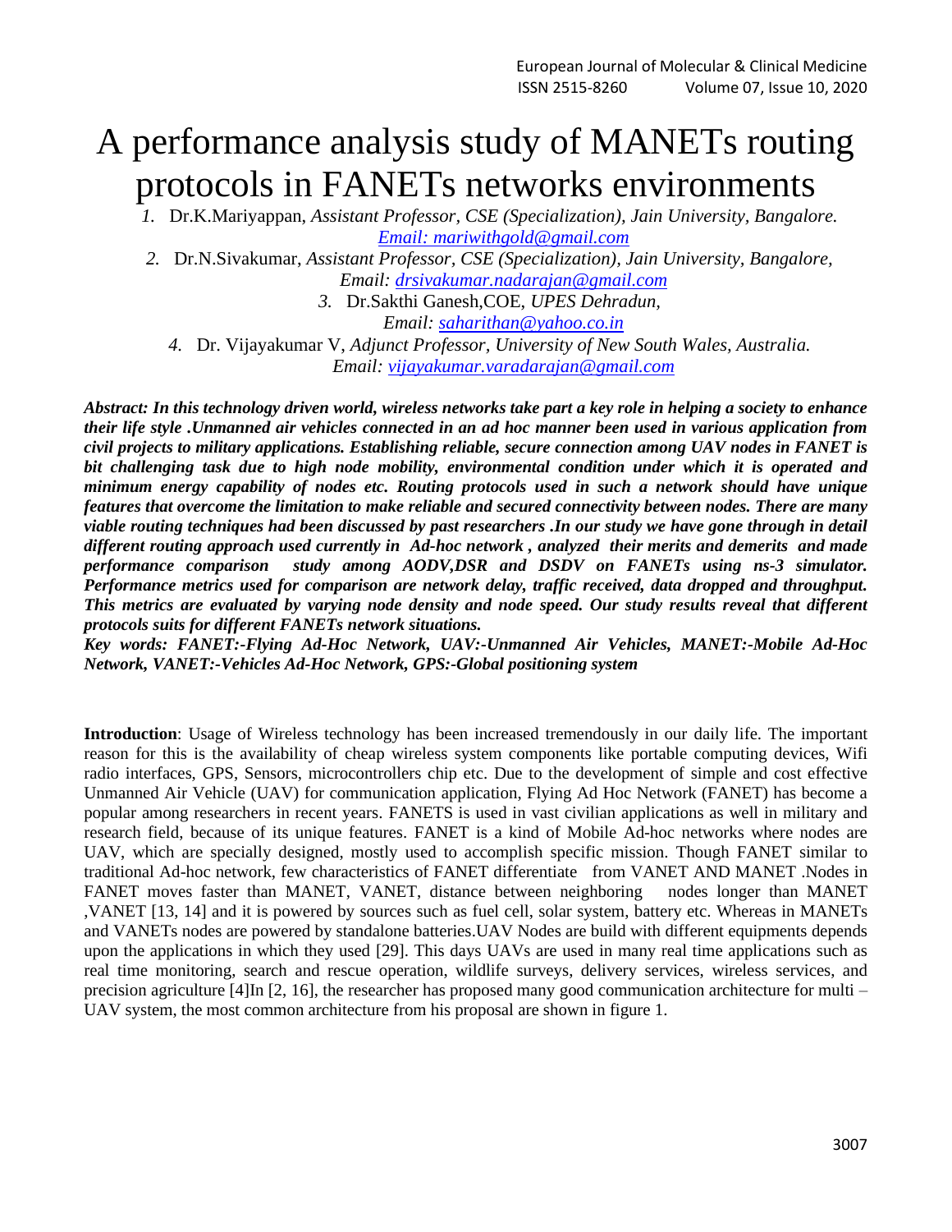# A performance analysis study of MANETs routing protocols in FANETs networks environments

1. Dr.K.Mariyappan, *Assistant Professor, CSE (Specialization), Jain University, Bangalore.* *Email: mariwithgold@gmail.com*
2. Dr.N.Sivakumar, *Assistant Professor, CSE (Specialization), Jain University, Bangalore,* *Email: drsivakumar.nadarajan@gmail.com*
3. Dr.Sakthi Ganesh,COE, *UPES Dehradun,* *Email: saharithan@yahoo.co.in*
4. Dr. Vijayakumar V, *Adjunct Professor, University of New South Wales, Australia.* *Email: vijayakumar.varadarajan@gmail.com*

***Abstract: In this technology driven world, wireless networks take part a key role in helping a society to enhance their life style .Unmanned air vehicles connected in an ad hoc manner been used in various application from civil projects to military applications. Establishing reliable, secure connection among UAV nodes in FANET is bit challenging task due to high node mobility, environmental condition under which it is operated and minimum energy capability of nodes etc. Routing protocols used in such a network should have unique features that overcome the limitation to make reliable and secured connectivity between nodes. There are many viable routing techniques had been discussed by past researchers .In our study we have gone through in detail different routing approach used currently in Ad-hoc network , analyzed their merits and demerits and made performance comparison study among AODV,DSR and DSDV on FANETs using ns-3 simulator. Performance metrics used for comparison are network delay, traffic received, data dropped and throughput. This metrics are evaluated by varying node density and node speed. Our study results reveal that different protocols suits for different FANETs network situations.***

***Key words: FANET:-Flying Ad-Hoc Network, UAV:-Unmanned Air Vehicles, MANET:-Mobile Ad-Hoc Network, VANET:-Vehicles Ad-Hoc Network, GPS:-Global positioning system***

**Introduction**: Usage of Wireless technology has been increased tremendously in our daily life. The important reason for this is the availability of cheap wireless system components like portable computing devices, Wifi radio interfaces, GPS, Sensors, microcontrollers chip etc. Due to the development of simple and cost effective Unmanned Air Vehicle (UAV) for communication application, Flying Ad Hoc Network (FANET) has become a popular among researchers in recent years. FANETS is used in vast civilian applications as well in military and research field, because of its unique features. FANET is a kind of Mobile Ad-hoc networks where nodes are UAV, which are specially designed, mostly used to accomplish specific mission. Though FANET similar to traditional Ad-hoc network, few characteristics of FANET differentiate from VANET AND MANET .Nodes in FANET moves faster than MANET, VANET, distance between neighboring nodes longer than MANET ,VANET [13, 14] and it is powered by sources such as fuel cell, solar system, battery etc. Whereas in MANETs and VANETs nodes are powered by standalone batteries.UAV Nodes are build with different equipments depends upon the applications in which they used [29]. This days UAVs are used in many real time applications such as real time monitoring, search and rescue operation, wildlife surveys, delivery services, wireless services, and precision agriculture [4]In [2, 16], the researcher has proposed many good communication architecture for multi – UAV system, the most common architecture from his proposal are shown in figure 1.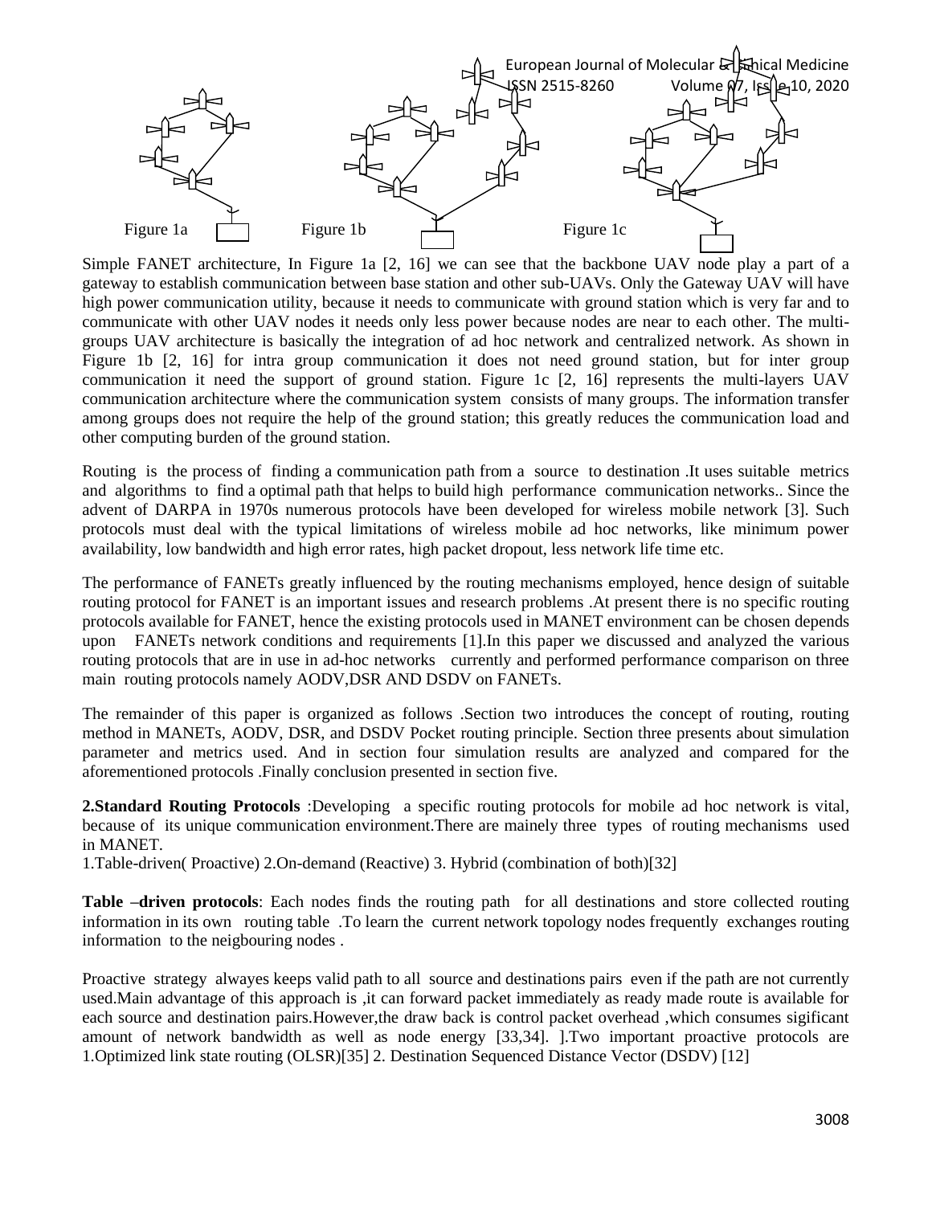Figure 1a Figure 1b Figure 1c

Simple FANET architecture, In Figure 1a [2, 16] we can see that the backbone UAV node play a part of a gateway to establish communication between base station and other sub-UAVs. Only the Gateway UAV will have high power communication utility, because it needs to communicate with ground station which is very far and to communicate with other UAV nodes it needs only less power because nodes are near to each other. The multi-groups UAV architecture is basically the integration of ad hoc network and centralized network. As shown in Figure 1b [2, 16] for intra group communication it does not need ground station, but for inter group communication it need the support of ground station. Figure 1c [2, 16] represents the multi-layers UAV communication architecture where the communication system consists of many groups. The information transfer among groups does not require the help of the ground station; this greatly reduces the communication load and other computing burden of the ground station.

Routing is the process of finding a communication path from a source to destination .It uses suitable metrics and algorithms to find a optimal path that helps to build high performance communication networks.. Since the advent of DARPA in 1970s numerous protocols have been developed for wireless mobile network [3]. Such protocols must deal with the typical limitations of wireless mobile ad hoc networks, like minimum power availability, low bandwidth and high error rates, high packet dropout, less network life time etc.

The performance of FANETs greatly influenced by the routing mechanisms employed, hence design of suitable routing protocol for FANET is an important issues and research problems .At present there is no specific routing protocols available for FANET, hence the existing protocols used in MANET environment can be chosen depends upon FANETs network conditions and requirements [1].In this paper we discussed and analyzed the various routing protocols that are in use in ad-hoc networks currently and performed performance comparison on three main routing protocols namely AODV,DSR AND DSDV on FANETs.

The remainder of this paper is organized as follows .Section two introduces the concept of routing, routing method in MANETs, AODV, DSR, and DSDV Pocket routing principle. Section three presents about simulation parameter and metrics used. And in section four simulation results are analyzed and compared for the aforementioned protocols .Finally conclusion presented in section five.

**2.Standard Routing Protocols** :Developing a specific routing protocols for mobile ad hoc network is vital, because of its unique communication environment.There are mainely three types of routing mechanisms used in MANET.

1.Table-driven( Proactive) 2.On-demand (Reactive) 3. Hybrid (combination of both)[32]

**Table –driven protocols**: Each nodes finds the routing path for all destinations and store collected routing information in its own routing table .To learn the current network topology nodes frequently exchanges routing information to the neigbouring nodes .

Proactive strategy alwayes keeps valid path to all source and destinations pairs even if the path are not currently used.Main advantage of this approach is ,it can forward packet immediately as ready made route is available for each source and destination pairs.However,the draw back is control packet overhead ,which consumes sigificant amount of network bandwidth as well as node energy [33,34]. ].Two important proactive protocols are 1.Optimized link state routing (OLSR)[35] 2. Destination Sequenced Distance Vector (DSDV) [12]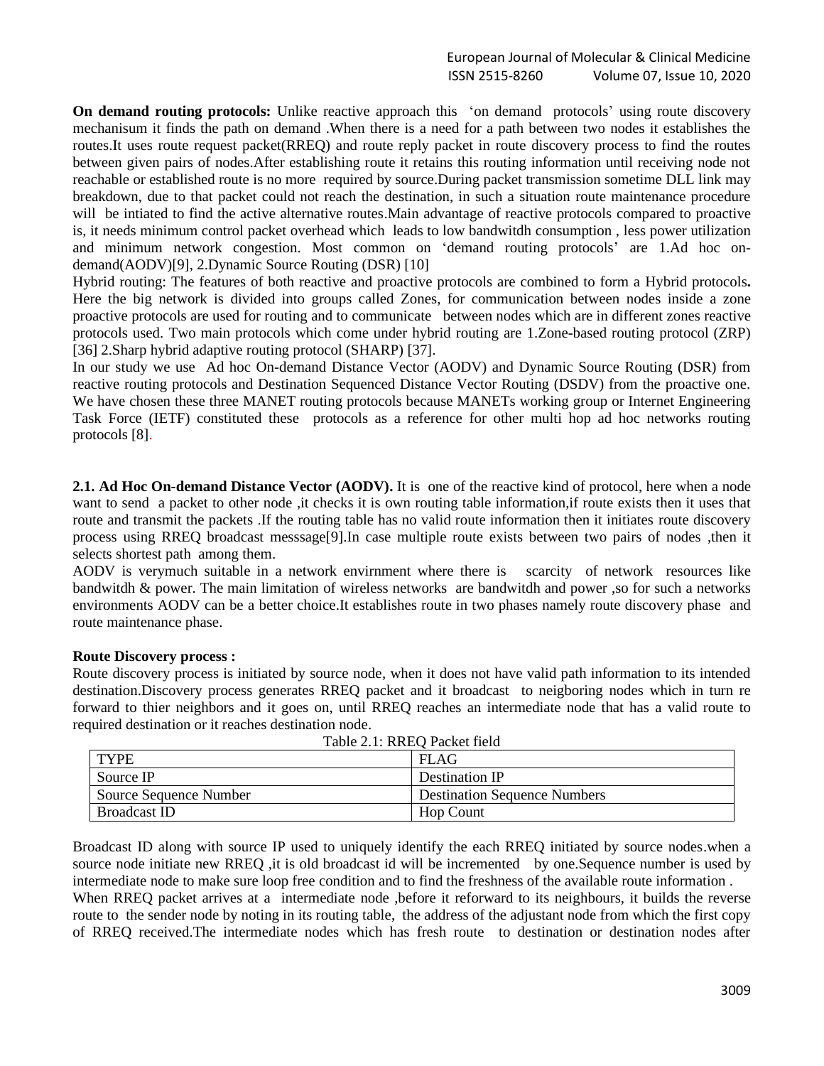**On demand routing protocols:** Unlike reactive approach this 'on demand protocols' using route discovery mechanisum it finds the path on demand .When there is a need for a path between two nodes it establishes the routes.It uses route request packet(RREQ) and route reply packet in route discovery process to find the routes between given pairs of nodes.After establishing route it retains this routing information until receiving node not reachable or established route is no more required by source.During packet transmission sometime DLL link may breakdown, due to that packet could not reach the destination, in such a situation route maintenance procedure will be intiated to find the active alternative routes.Main advantage of reactive protocols compared to proactive is, it needs minimum control packet overhead which leads to low bandwitdh consumption , less power utilization and minimum network congestion. Most common on 'demand routing protocols' are 1.Ad hoc on-demand(AODV)[9], 2.Dynamic Source Routing (DSR) [10]

Hybrid routing: The features of both reactive and proactive protocols are combined to form a Hybrid protocols**.** Here the big network is divided into groups called Zones, for communication between nodes inside a zone proactive protocols are used for routing and to communicate between nodes which are in different zones reactive protocols used. Two main protocols which come under hybrid routing are 1.Zone-based routing protocol (ZRP) [36] 2.Sharp hybrid adaptive routing protocol (SHARP) [37].

In our study we use Ad hoc On-demand Distance Vector (AODV) and Dynamic Source Routing (DSR) from reactive routing protocols and Destination Sequenced Distance Vector Routing (DSDV) from the proactive one. We have chosen these three MANET routing protocols because MANETs working group or Internet Engineering Task Force (IETF) constituted these protocols as a reference for other multi hop ad hoc networks routing protocols [8].

**2.1. Ad Hoc On-demand Distance Vector (AODV).** It is one of the reactive kind of protocol, here when a node want to send a packet to other node ,it checks it is own routing table information,if route exists then it uses that route and transmit the packets .If the routing table has no valid route information then it initiates route discovery process using RREQ broadcast messsage[9].In case multiple route exists between two pairs of nodes ,then it selects shortest path among them.

AODV is verymuch suitable in a network envirnment where there is scarcity of network resources like bandwitdh & power. The main limitation of wireless networks are bandwitdh and power ,so for such a networks environments AODV can be a better choice.It establishes route in two phases namely route discovery phase and route maintenance phase.

**Route Discovery process :**

Route discovery process is initiated by source node, when it does not have valid path information to its intended destination.Discovery process generates RREQ packet and it broadcast to neigboring nodes which in turn re forward to thier neighbors and it goes on, until RREQ reaches an intermediate node that has a valid route to required destination or it reaches destination node.

Table 2.1: RREQ Packet field

| TYPE | FLAG |
|---|---|
| Source IP | Destination IP |
| Source Sequence Number | Destination Sequence Numbers |
| Broadcast ID | Hop Count |

Broadcast ID along with source IP used to uniquely identify the each RREQ initiated by source nodes.when a source node initiate new RREQ ,it is old broadcast id will be incremented by one.Sequence number is used by intermediate node to make sure loop free condition and to find the freshness of the available route information .

When RREQ packet arrives at a intermediate node ,before it reforward to its neighbours, it builds the reverse route to the sender node by noting in its routing table, the address of the adjustant node from which the first copy of RREQ received.The intermediate nodes which has fresh route to destination or destination nodes after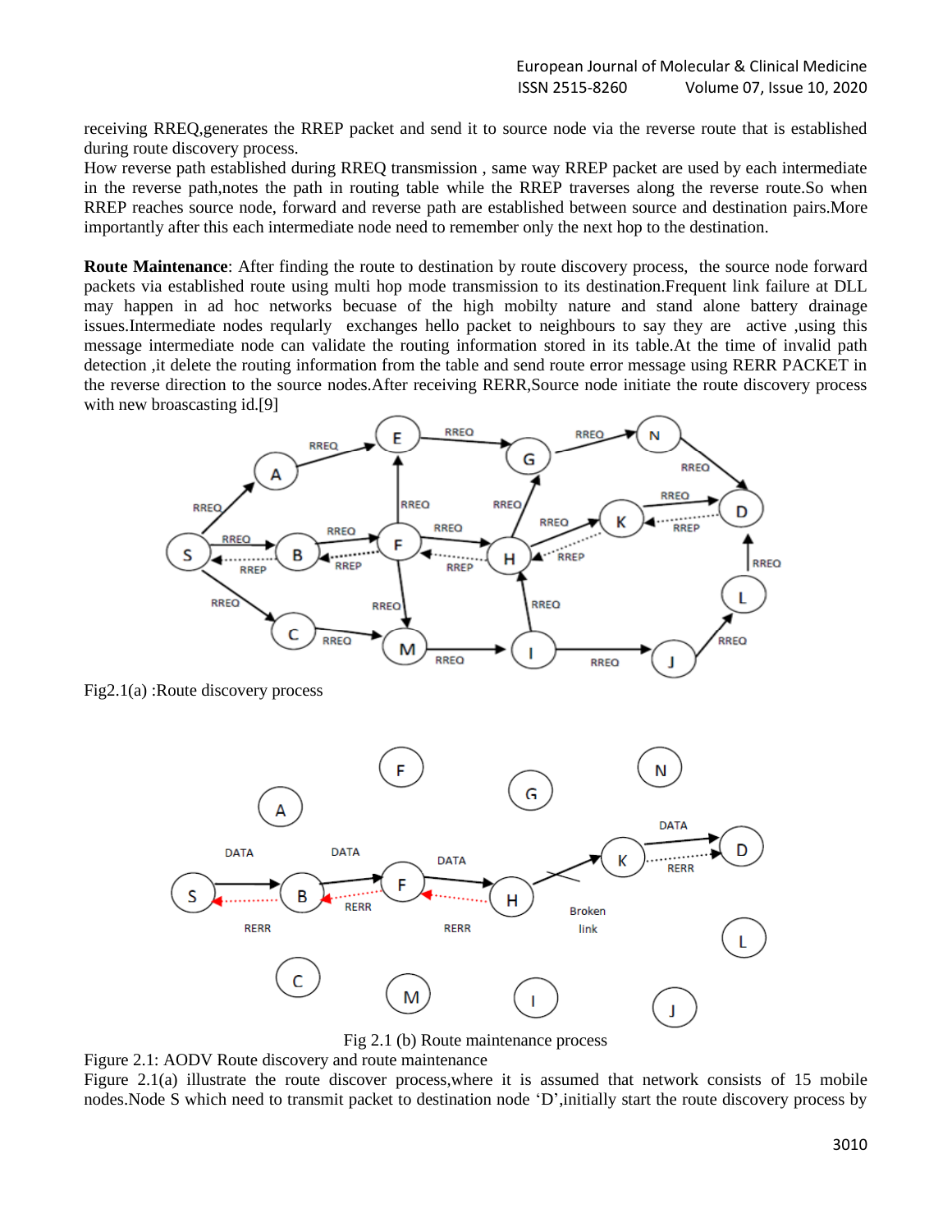receiving RREQ,generates the RREP packet and send it to source node via the reverse route that is established during route discovery process.

How reverse path established during RREQ transmission , same way RREP packet are used by each intermediate in the reverse path,notes the path in routing table while the RREP traverses along the reverse route.So when RREP reaches source node, forward and reverse path are established between source and destination pairs.More importantly after this each intermediate node need to remember only the next hop to the destination.

**Route Maintenance**: After finding the route to destination by route discovery process, the source node forward packets via established route using multi hop mode transmission to its destination.Frequent link failure at DLL may happen in ad hoc networks becuase of the high mobilty nature and stand alone battery drainage issues.Intermediate nodes reqularly exchanges hello packet to neighbours to say they are active ,using this message intermediate node can validate the routing information stored in its table.At the time of invalid path detection ,it delete the routing information from the table and send route error message using RERR PACKET in the reverse direction to the source nodes.After receiving RERR,Source node initiate the route discovery process with new broascasting id.[9]

Fig2.1(a) :Route discovery process

Fig 2.1 (b) Route maintenance process

Figure 2.1: AODV Route discovery and route maintenance

Figure 2.1(a) illustrate the route discover process,where it is assumed that network consists of 15 mobile nodes.Node S which need to transmit packet to destination node 'D',initially start the route discovery process by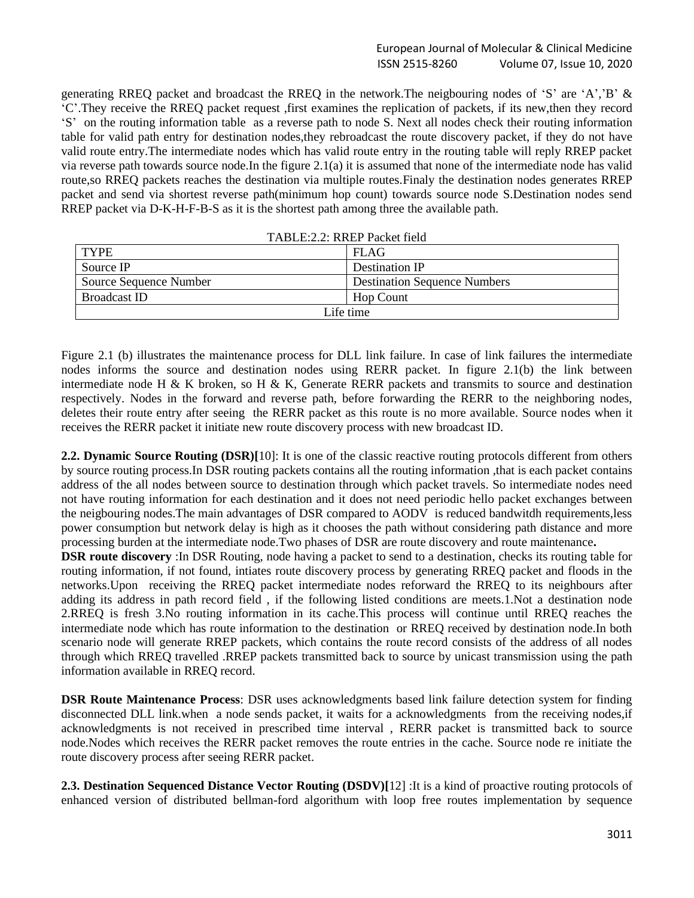generating RREQ packet and broadcast the RREQ in the network.The neigbouring nodes of 'S' are 'A','B' & 'C'.They receive the RREQ packet request ,first examines the replication of packets, if its new,then they record 'S' on the routing information table as a reverse path to node S. Next all nodes check their routing information table for valid path entry for destination nodes,they rebroadcast the route discovery packet, if they do not have valid route entry.The intermediate nodes which has valid route entry in the routing table will reply RREP packet via reverse path towards source node.In the figure 2.1(a) it is assumed that none of the intermediate node has valid route,so RREQ packets reaches the destination via multiple routes.Finaly the destination nodes generates RREP packet and send via shortest reverse path(minimum hop count) towards source node S.Destination nodes send RREP packet via D-K-H-F-B-S as it is the shortest path among three the available path.

TABLE:2.2: RREP Packet field

| TYPE | FLAG |
|---|---|
| Source IP | Destination IP |
| Source Sequence Number | Destination Sequence Numbers |
| Broadcast ID | Hop Count |
| Life time | |

Figure 2.1 (b) illustrates the maintenance process for DLL link failure. In case of link failures the intermediate nodes informs the source and destination nodes using RERR packet. In figure 2.1(b) the link between intermediate node H & K broken, so H & K, Generate RERR packets and transmits to source and destination respectively. Nodes in the forward and reverse path, before forwarding the RERR to the neighboring nodes, deletes their route entry after seeing the RERR packet as this route is no more available. Source nodes when it receives the RERR packet it initiate new route discovery process with new broadcast ID.

**2.2. Dynamic Source Routing (DSR)[**10]: It is one of the classic reactive routing protocols different from others by source routing process.In DSR routing packets contains all the routing information ,that is each packet contains address of the all nodes between source to destination through which packet travels. So intermediate nodes need not have routing information for each destination and it does not need periodic hello packet exchanges between the neigbouring nodes.The main advantages of DSR compared to AODV is reduced bandwitdh requirements,less power consumption but network delay is high as it chooses the path without considering path distance and more processing burden at the intermediate node.Two phases of DSR are route discovery and route maintenance**.**

**DSR route discovery** :In DSR Routing, node having a packet to send to a destination, checks its routing table for routing information, if not found, intiates route discovery process by generating RREQ packet and floods in the networks.Upon receiving the RREQ packet intermediate nodes reforward the RREQ to its neighbours after adding its address in path record field , if the following listed conditions are meets.1.Not a destination node 2.RREQ is fresh 3.No routing information in its cache.This process will continue until RREQ reaches the intermediate node which has route information to the destination or RREQ received by destination node.In both scenario node will generate RREP packets, which contains the route record consists of the address of all nodes through which RREQ travelled .RREP packets transmitted back to source by unicast transmission using the path information available in RREQ record.

**DSR Route Maintenance Process**: DSR uses acknowledgments based link failure detection system for finding disconnected DLL link.when a node sends packet, it waits for a acknowledgments from the receiving nodes,if acknowledgments is not received in prescribed time interval , RERR packet is transmitted back to source node.Nodes which receives the RERR packet removes the route entries in the cache. Source node re initiate the route discovery process after seeing RERR packet.

**2.3. Destination Sequenced Distance Vector Routing (DSDV)[**12] :It is a kind of proactive routing protocols of enhanced version of distributed bellman-ford algorithum with loop free routes implementation by sequence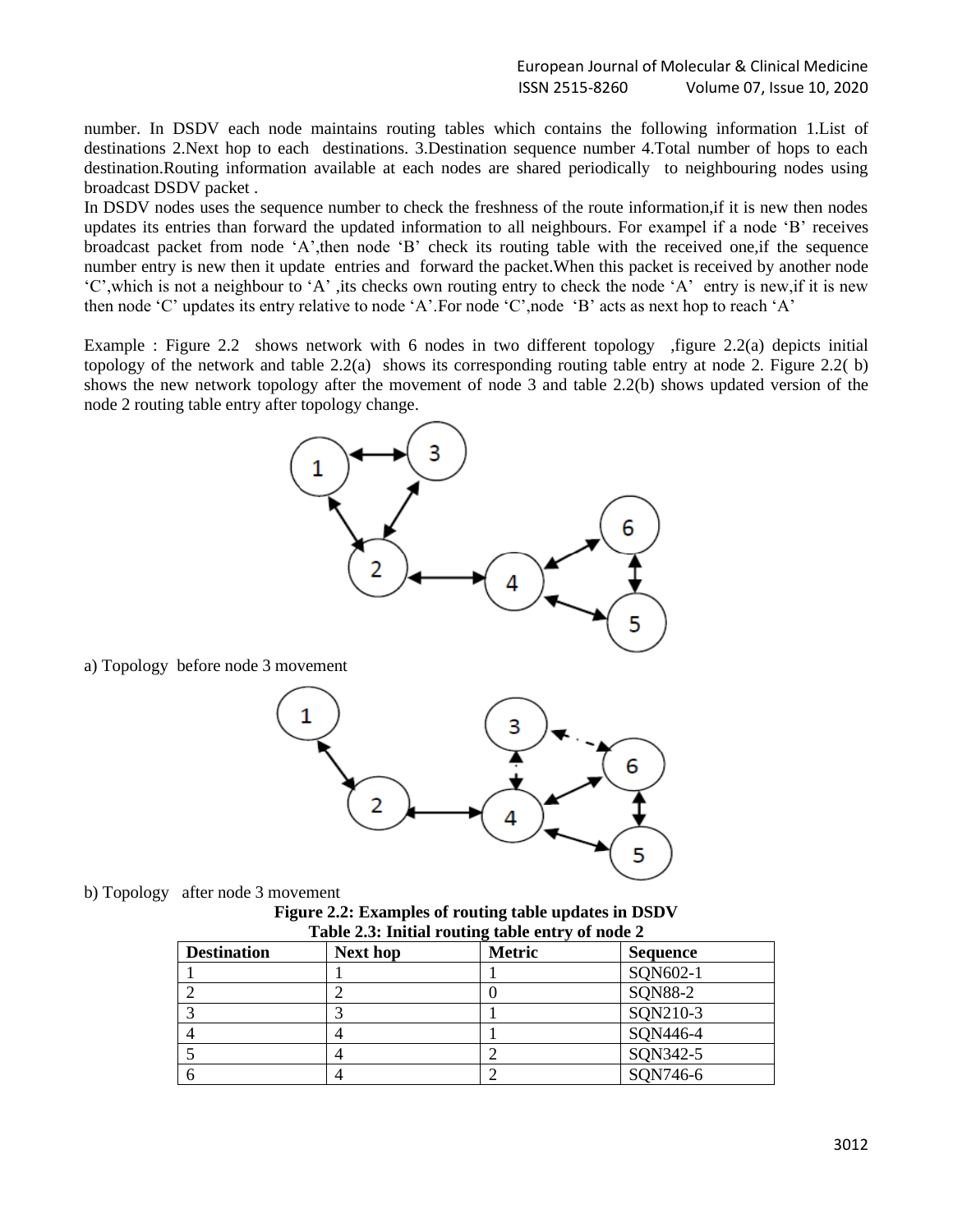number. In DSDV each node maintains routing tables which contains the following information 1.List of destinations 2.Next hop to each destinations. 3.Destination sequence number 4.Total number of hops to each destination.Routing information available at each nodes are shared periodically to neighbouring nodes using broadcast DSDV packet .

In DSDV nodes uses the sequence number to check the freshness of the route information,if it is new then nodes updates its entries than forward the updated information to all neighbours. For exampel if a node 'B' receives broadcast packet from node 'A',then node 'B' check its routing table with the received one,if the sequence number entry is new then it update entries and forward the packet.When this packet is received by another node 'C',which is not a neighbour to 'A' ,its checks own routing entry to check the node 'A' entry is new,if it is new then node 'C' updates its entry relative to node 'A'.For node 'C',node 'B' acts as next hop to reach 'A'

Example : Figure 2.2 shows network with 6 nodes in two different topology ,figure 2.2(a) depicts initial topology of the network and table 2.2(a) shows its corresponding routing table entry at node 2. Figure 2.2( b) shows the new network topology after the movement of node 3 and table 2.2(b) shows updated version of the node 2 routing table entry after topology change.

a) Topology before node 3 movement

b) Topology after node 3 movement

**Figure 2.2: Examples of routing table updates in DSDV**

**Table 2.3: Initial routing table entry of node 2**

| Destination | Next hop | Metric | Sequence |
|---|---|---|---|
| 1 | 1 | 1 | SQN602-1 |
| 2 | 2 | 0 | SQN88-2 |
| 3 | 3 | 1 | SQN210-3 |
| 4 | 4 | 1 | SQN446-4 |
| 5 | 4 | 2 | SQN342-5 |
| 6 | 4 | 2 | SQN746-6 |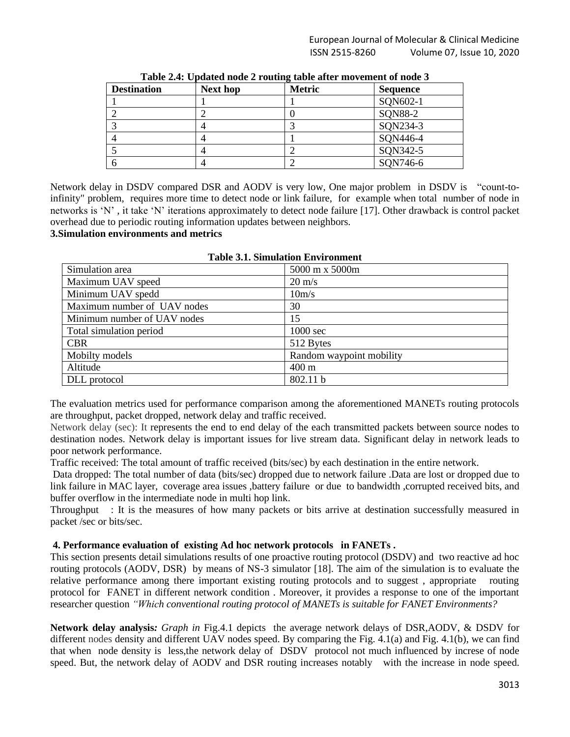**Table 2.4: Updated node 2 routing table after movement of node 3**

| Destination | Next hop | Metric | Sequence |
|---|---|---|---|
| 1 | 1 | 1 | SQN602-1 |
| 2 | 2 | 0 | SQN88-2 |
| 3 | 4 | 3 | SQN234-3 |
| 4 | 4 | 1 | SQN446-4 |
| 5 | 4 | 2 | SQN342-5 |
| 6 | 4 | 2 | SQN746-6 |

Network delay in DSDV compared DSR and AODV is very low, One major problem in DSDV is "count-to-infinity" problem, requires more time to detect node or link failure, for example when total number of node in networks is 'N' , it take 'N' iterations approximately to detect node failure [17]. Other drawback is control packet overhead due to periodic routing information updates between neighbors.

## 3.Simulation environments and metrics

**Table 3.1. Simulation Environment**

| | |
|---|---|
| Simulation area | 5000 m x 5000m |
| Maximum UAV speed | 20 m/s |
| Minimum UAV spedd | 10m/s |
| Maximum number of UAV nodes | 30 |
| Minimum number of UAV nodes | 15 |
| Total simulation period | 1000 sec |
| CBR | 512 Bytes |
| Mobilty models | Random waypoint mobility |
| Altitude | 400 m |
| DLL protocol | 802.11 b |

The evaluation metrics used for performance comparison among the aforementioned MANETs routing protocols are throughput, packet dropped, network delay and traffic received.

Network delay (sec): It represents the end to end delay of the each transmitted packets between source nodes to destination nodes. Network delay is important issues for live stream data. Significant delay in network leads to poor network performance.

Traffic received: The total amount of traffic received (bits/sec) by each destination in the entire network.

Data dropped: The total number of data (bits/sec) dropped due to network failure .Data are lost or dropped due to link failure in MAC layer, coverage area issues ,battery failure or due to bandwidth ,corrupted received bits, and buffer overflow in the intermediate node in multi hop link.

Throughput : It is the measures of how many packets or bits arrive at destination successfully measured in packet /sec or bits/sec.

## 4. Performance evaluation of existing Ad hoc network protocols in FANETs .

This section presents detail simulations results of one proactive routing protocol (DSDV) and two reactive ad hoc routing protocols (AODV, DSR) by means of NS-3 simulator [18]. The aim of the simulation is to evaluate the relative performance among there important existing routing protocols and to suggest , appropriate routing protocol for FANET in different network condition . Moreover, it provides a response to one of the important researcher question *"Which conventional routing protocol of MANETs is suitable for FANET Environments?*

**Network delay analysis***: Graph in* Fig.4.1 depicts the average network delays of DSR,AODV, & DSDV for different nodes density and different UAV nodes speed. By comparing the Fig. 4.1(a) and Fig. 4.1(b), we can find that when node density is less,the network delay of DSDV protocol not much influenced by increse of node speed. But, the network delay of AODV and DSR routing increases notably with the increase in node speed.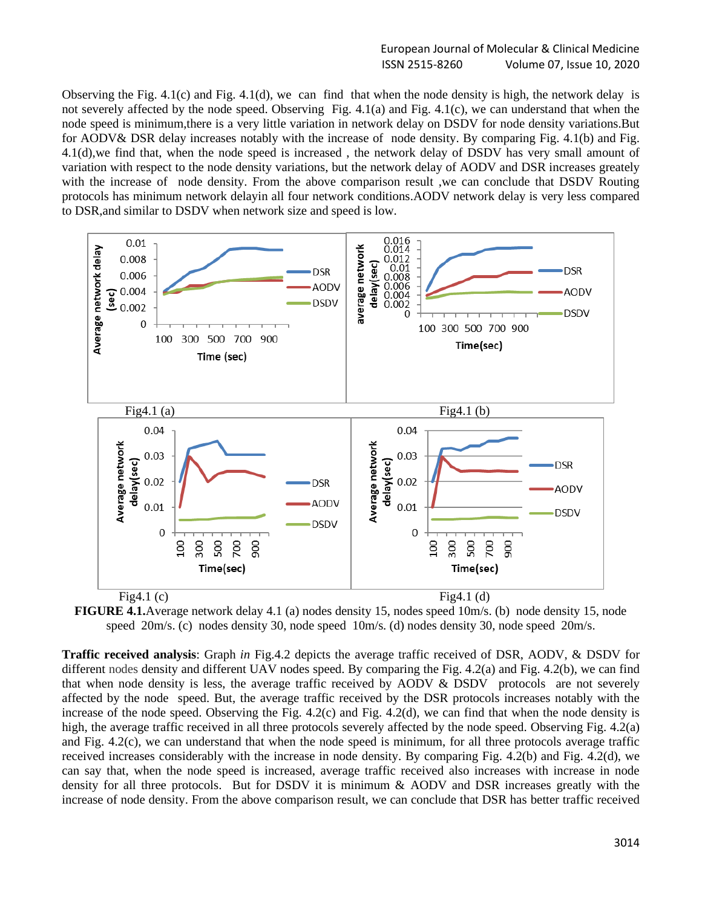Observing the Fig. 4.1(c) and Fig. 4.1(d), we can find that when the node density is high, the network delay is not severely affected by the node speed. Observing Fig. 4.1(a) and Fig. 4.1(c), we can understand that when the node speed is minimum,there is a very little variation in network delay on DSDV for node density variations.But for AODV& DSR delay increases notably with the increase of node density. By comparing Fig. 4.1(b) and Fig. 4.1(d),we find that, when the node speed is increased , the network delay of DSDV has very small amount of variation with respect to the node density variations, but the network delay of AODV and DSR increases greately with the increase of node density. From the above comparison result ,we can conclude that DSDV Routing protocols has minimum network delayin all four network conditions.AODV network delay is very less compared to DSR,and similar to DSDV when network size and speed is low.

Fig4.1 (a)

Fig4.1 (b)

Fig4.1 (c)

Fig4.1 (d)

**FIGURE 4.1.**Average network delay 4.1 (a) nodes density 15, nodes speed 10m/s. (b) node density 15, node speed 20m/s. (c) nodes density 30, node speed 10m/s. (d) nodes density 30, node speed 20m/s.

**Traffic received analysis**: Graph *in* Fig.4.2 depicts the average traffic received of DSR, AODV, & DSDV for different nodes density and different UAV nodes speed. By comparing the Fig. 4.2(a) and Fig. 4.2(b), we can find that when node density is less, the average traffic received by AODV & DSDV protocols are not severely affected by the node speed. But, the average traffic received by the DSR protocols increases notably with the increase of the node speed. Observing the Fig. 4.2(c) and Fig. 4.2(d), we can find that when the node density is high, the average traffic received in all three protocols severely affected by the node speed. Observing Fig. 4.2(a) and Fig. 4.2(c), we can understand that when the node speed is minimum, for all three protocols average traffic received increases considerably with the increase in node density. By comparing Fig. 4.2(b) and Fig. 4.2(d), we can say that, when the node speed is increased, average traffic received also increases with increase in node density for all three protocols. But for DSDV it is minimum & AODV and DSR increases greatly with the increase of node density. From the above comparison result, we can conclude that DSR has better traffic received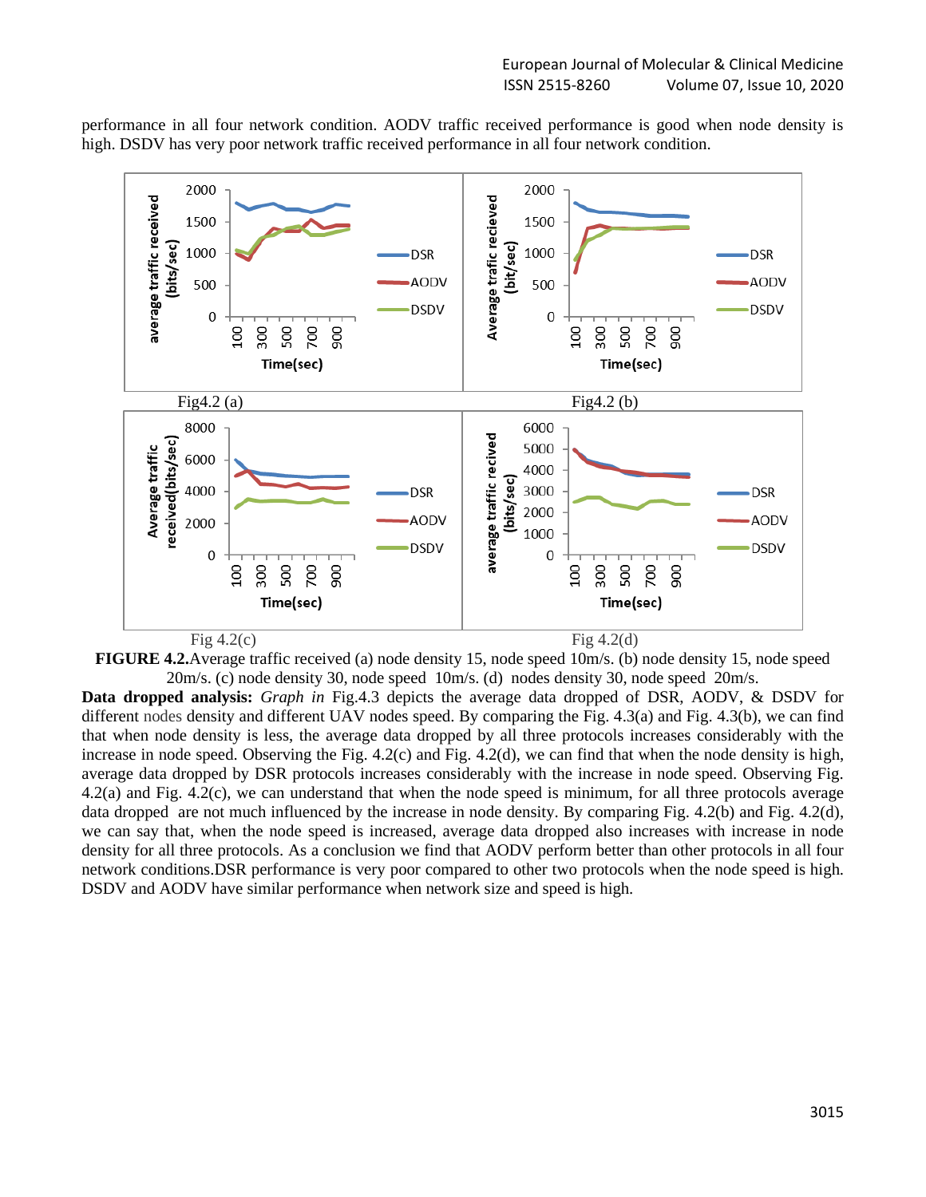performance in all four network condition. AODV traffic received performance is good when node density is high. DSDV has very poor network traffic received performance in all four network condition.

Fig4.2 (a)

Fig4.2 (b)

Fig 4.2(c)

Fig 4.2(d)

**FIGURE 4.2.**Average traffic received (a) node density 15, node speed 10m/s. (b) node density 15, node speed 20m/s. (c) node density 30, node speed 10m/s. (d) nodes density 30, node speed 20m/s.

**Data dropped analysis:** *Graph in* Fig.4.3 depicts the average data dropped of DSR, AODV, & DSDV for different nodes density and different UAV nodes speed. By comparing the Fig. 4.3(a) and Fig. 4.3(b), we can find that when node density is less, the average data dropped by all three protocols increases considerably with the increase in node speed. Observing the Fig. 4.2(c) and Fig. 4.2(d), we can find that when the node density is high, average data dropped by DSR protocols increases considerably with the increase in node speed. Observing Fig. 4.2(a) and Fig. 4.2(c), we can understand that when the node speed is minimum, for all three protocols average data dropped are not much influenced by the increase in node density. By comparing Fig. 4.2(b) and Fig. 4.2(d), we can say that, when the node speed is increased, average data dropped also increases with increase in node density for all three protocols. As a conclusion we find that AODV perform better than other protocols in all four network conditions.DSR performance is very poor compared to other two protocols when the node speed is high. DSDV and AODV have similar performance when network size and speed is high.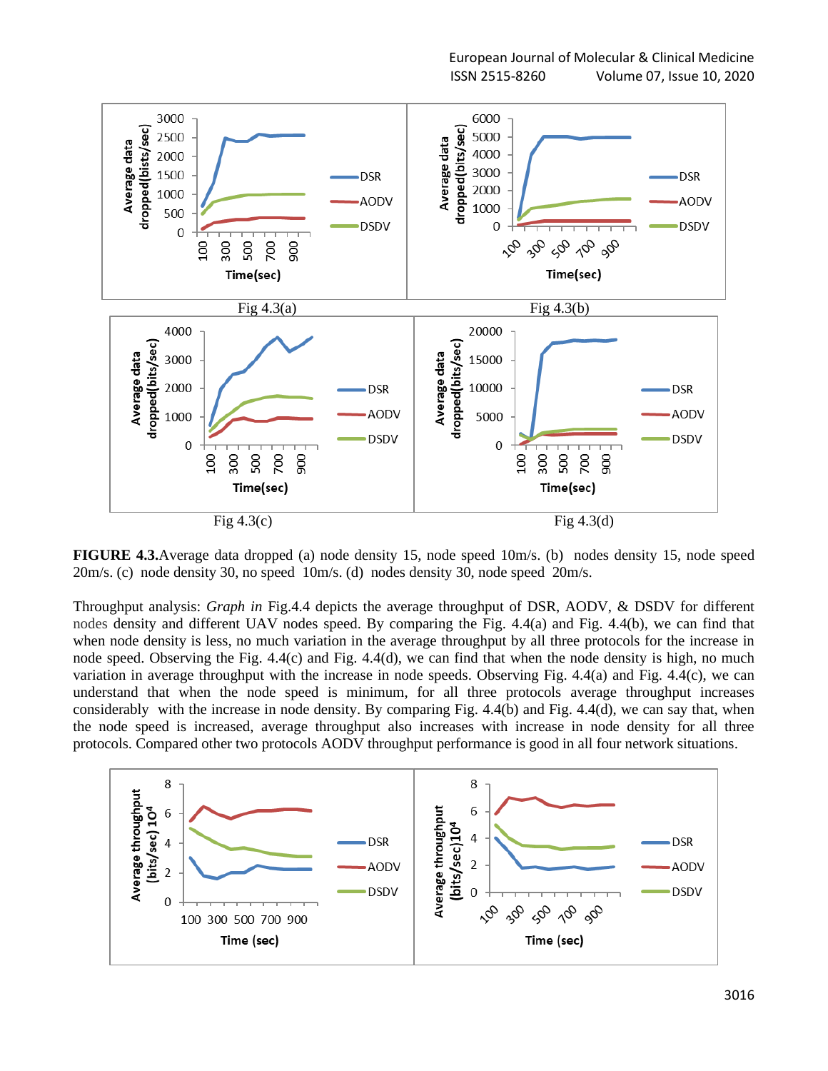Fig 4.3(a)

Fig 4.3(b)

Fig 4.3(c)

Fig 4.3(d)

**FIGURE 4.3.** Average data dropped (a) node density 15, node speed 10m/s. (b) nodes density 15, node speed 20m/s. (c) node density 30, no speed 10m/s. (d) nodes density 30, node speed 20m/s.

Throughput analysis: *Graph in* Fig.4.4 depicts the average throughput of DSR, AODV, & DSDV for different nodes density and different UAV nodes speed. By comparing the Fig. 4.4(a) and Fig. 4.4(b), we can find that when node density is less, no much variation in the average throughput by all three protocols for the increase in node speed. Observing the Fig. 4.4(c) and Fig. 4.4(d), we can find that when the node density is high, no much variation in average throughput with the increase in node speeds. Observing Fig. 4.4(a) and Fig. 4.4(c), we can understand that when the node speed is minimum, for all three protocols average throughput increases considerably with the increase in node density. By comparing Fig. 4.4(b) and Fig. 4.4(d), we can say that, when the node speed is increased, average throughput also increases with increase in node density for all three protocols. Compared other two protocols AODV throughput performance is good in all four network situations.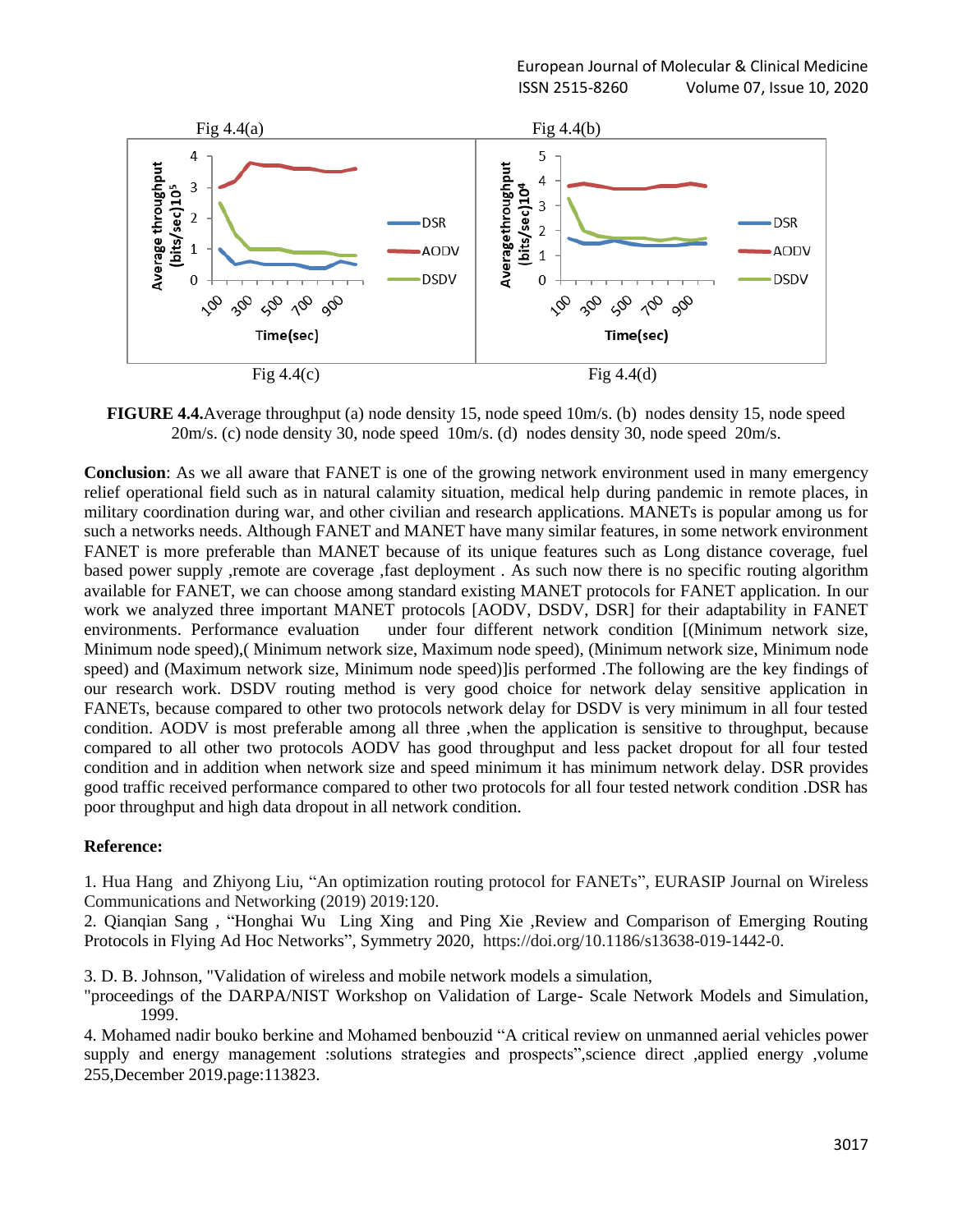Fig 4.4(a)

Fig 4.4(b)

Fig 4.4(c)

Fig 4.4(d)

**FIGURE 4.4.**Average throughput (a) node density 15, node speed 10m/s. (b) nodes density 15, node speed 20m/s. (c) node density 30, node speed 10m/s. (d) nodes density 30, node speed 20m/s.

**Conclusion**: As we all aware that FANET is one of the growing network environment used in many emergency relief operational field such as in natural calamity situation, medical help during pandemic in remote places, in military coordination during war, and other civilian and research applications. MANETs is popular among us for such a networks needs. Although FANET and MANET have many similar features, in some network environment FANET is more preferable than MANET because of its unique features such as Long distance coverage, fuel based power supply ,remote are coverage ,fast deployment . As such now there is no specific routing algorithm available for FANET, we can choose among standard existing MANET protocols for FANET application. In our work we analyzed three important MANET protocols [AODV, DSDV, DSR] for their adaptability in FANET environments. Performance evaluation under four different network condition [(Minimum network size, Minimum node speed),( Minimum network size, Maximum node speed), (Minimum network size, Minimum node speed) and (Maximum network size, Minimum node speed)]is performed .The following are the key findings of our research work. DSDV routing method is very good choice for network delay sensitive application in FANETs, because compared to other two protocols network delay for DSDV is very minimum in all four tested condition. AODV is most preferable among all three ,when the application is sensitive to throughput, because compared to all other two protocols AODV has good throughput and less packet dropout for all four tested condition and in addition when network size and speed minimum it has minimum network delay. DSR provides good traffic received performance compared to other two protocols for all four tested network condition .DSR has poor throughput and high data dropout in all network condition.

**Reference:**

1. Hua Hang and Zhiyong Liu, "An optimization routing protocol for FANETs", EURASIP Journal on Wireless Communications and Networking (2019) 2019:120.
2. Qianqian Sang , "Honghai Wu Ling Xing and Ping Xie ,Review and Comparison of Emerging Routing Protocols in Flying Ad Hoc Networks", Symmetry 2020, https://doi.org/10.1186/s13638-019-1442-0.
3. D. B. Johnson, "Validation of wireless and mobile network models a simulation, "proceedings of the DARPA/NIST Workshop on Validation of Large- Scale Network Models and Simulation, 1999.
4. Mohamed nadir bouko berkine and Mohamed benbouzid "A critical review on unmanned aerial vehicles power supply and energy management :solutions strategies and prospects",science direct ,applied energy ,volume 255,December 2019.page:113823.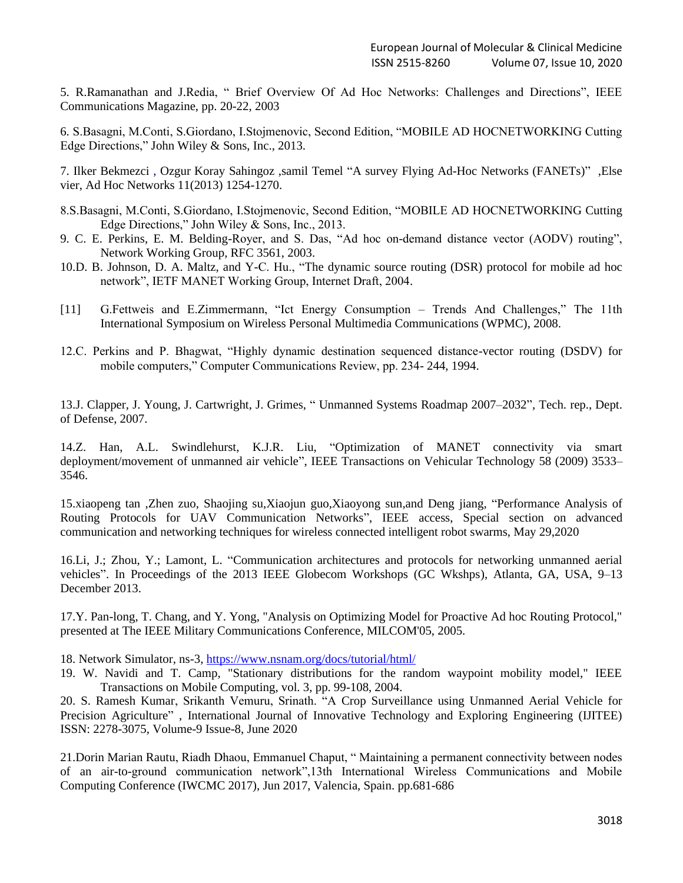5. R.Ramanathan and J.Redia, " Brief Overview Of Ad Hoc Networks: Challenges and Directions", IEEE Communications Magazine, pp. 20-22, 2003

6. S.Basagni, M.Conti, S.Giordano, I.Stojmenovic, Second Edition, "MOBILE AD HOCNETWORKING Cutting Edge Directions," John Wiley & Sons, Inc., 2013.

7. Ilker Bekmezci , Ozgur Koray Sahingoz ,samil Temel "A survey Flying Ad-Hoc Networks (FANETs)" ,Else vier, Ad Hoc Networks 11(2013) 1254-1270.

8.S.Basagni, M.Conti, S.Giordano, I.Stojmenovic, Second Edition, "MOBILE AD HOCNETWORKING Cutting Edge Directions," John Wiley & Sons, Inc., 2013.

9. C. E. Perkins, E. M. Belding-Royer, and S. Das, "Ad hoc on-demand distance vector (AODV) routing", Network Working Group, RFC 3561, 2003.

10.D. B. Johnson, D. A. Maltz, and Y-C. Hu., "The dynamic source routing (DSR) protocol for mobile ad hoc network", IETF MANET Working Group, Internet Draft, 2004.

[11] G.Fettweis and E.Zimmermann, "Ict Energy Consumption – Trends And Challenges," The 11th International Symposium on Wireless Personal Multimedia Communications (WPMC), 2008.

12.C. Perkins and P. Bhagwat, "Highly dynamic destination sequenced distance-vector routing (DSDV) for mobile computers," Computer Communications Review, pp. 234- 244, 1994.

13.J. Clapper, J. Young, J. Cartwright, J. Grimes, " Unmanned Systems Roadmap 2007–2032", Tech. rep., Dept. of Defense, 2007.

14.Z. Han, A.L. Swindlehurst, K.J.R. Liu, "Optimization of MANET connectivity via smart deployment/movement of unmanned air vehicle", IEEE Transactions on Vehicular Technology 58 (2009) 3533–3546.

15.xiaopeng tan ,Zhen zuo, Shaojing su,Xiaojun guo,Xiaoyong sun,and Deng jiang, "Performance Analysis of Routing Protocols for UAV Communication Networks", IEEE access, Special section on advanced communication and networking techniques for wireless connected intelligent robot swarms, May 29,2020

16.Li, J.; Zhou, Y.; Lamont, L. "Communication architectures and protocols for networking unmanned aerial vehicles". In Proceedings of the 2013 IEEE Globecom Workshops (GC Wkshps), Atlanta, GA, USA, 9–13 December 2013.

17.Y. Pan-long, T. Chang, and Y. Yong, "Analysis on Optimizing Model for Proactive Ad hoc Routing Protocol," presented at The IEEE Military Communications Conference, MILCOM'05, 2005.

18. Network Simulator, ns-3, https://www.nsnam.org/docs/tutorial/html/

19. W. Navidi and T. Camp, "Stationary distributions for the random waypoint mobility model," IEEE Transactions on Mobile Computing, vol. 3, pp. 99-108, 2004.

20. S. Ramesh Kumar, Srikanth Vemuru, Srinath. "A Crop Surveillance using Unmanned Aerial Vehicle for Precision Agriculture" , International Journal of Innovative Technology and Exploring Engineering (IJITEE) ISSN: 2278-3075, Volume-9 Issue-8, June 2020

21.Dorin Marian Rautu, Riadh Dhaou, Emmanuel Chaput, " Maintaining a permanent connectivity between nodes of an air-to-ground communication network",13th International Wireless Communications and Mobile Computing Conference (IWCMC 2017), Jun 2017, Valencia, Spain. pp.681-686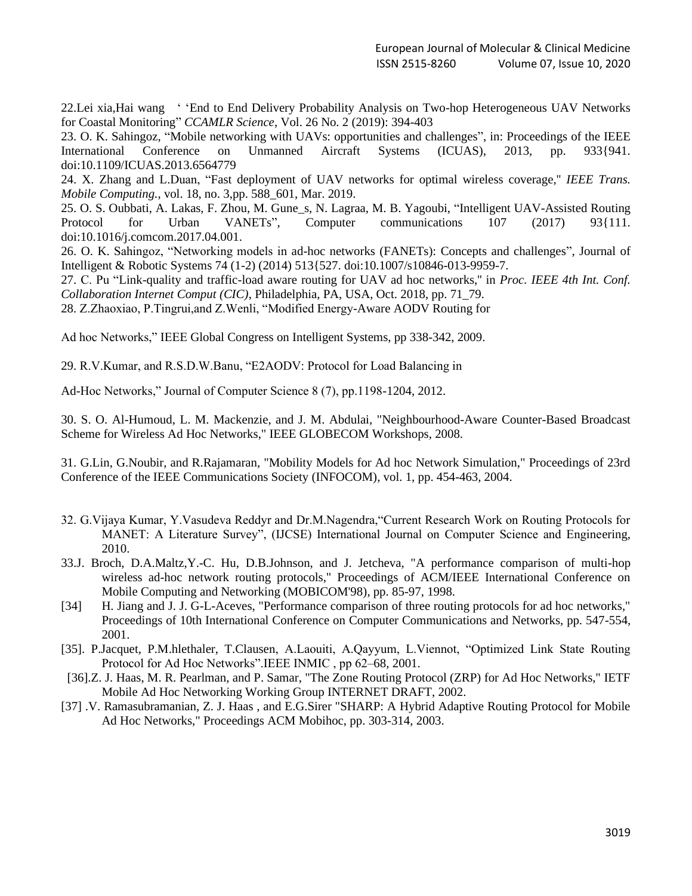22.Lei xia,Hai wang ' 'End to End Delivery Probability Analysis on Two-hop Heterogeneous UAV Networks for Coastal Monitoring" *CCAMLR Science*, Vol. 26 No. 2 (2019): 394-403

23. O. K. Sahingoz, "Mobile networking with UAVs: opportunities and challenges", in: Proceedings of the IEEE International Conference on Unmanned Aircraft Systems (ICUAS), 2013, pp. 933{941. doi:10.1109/ICUAS.2013.6564779

24. X. Zhang and L.Duan, "Fast deployment of UAV networks for optimal wireless coverage," *IEEE Trans. Mobile Computing.*, vol. 18, no. 3,pp. 588_601, Mar. 2019.

25. O. S. Oubbati, A. Lakas, F. Zhou, M. Gune_s, N. Lagraa, M. B. Yagoubi, "Intelligent UAV-Assisted Routing Protocol for Urban VANETs", Computer communications 107 (2017) 93{111. doi:10.1016/j.comcom.2017.04.001.

26. O. K. Sahingoz, "Networking models in ad-hoc networks (FANETs): Concepts and challenges", Journal of Intelligent & Robotic Systems 74 (1-2) (2014) 513{527. doi:10.1007/s10846-013-9959-7.

27. C. Pu "Link-quality and traffic-load aware routing for UAV ad hoc networks," in *Proc. IEEE 4th Int. Conf. Collaboration Internet Comput (CIC)*, Philadelphia, PA, USA, Oct. 2018, pp. 71_79.

28. Z.Zhaoxiao, P.Tingrui,and Z.Wenli, "Modified Energy-Aware AODV Routing for

Ad hoc Networks," IEEE Global Congress on Intelligent Systems, pp 338-342, 2009.

29. R.V.Kumar, and R.S.D.W.Banu, "E2AODV: Protocol for Load Balancing in

Ad-Hoc Networks," Journal of Computer Science 8 (7), pp.1198-1204, 2012.

30. S. O. Al-Humoud, L. M. Mackenzie, and J. M. Abdulai, "Neighbourhood-Aware Counter-Based Broadcast Scheme for Wireless Ad Hoc Networks," IEEE GLOBECOM Workshops, 2008.

31. G.Lin, G.Noubir, and R.Rajamaran, "Mobility Models for Ad hoc Network Simulation," Proceedings of 23rd Conference of the IEEE Communications Society (INFOCOM), vol. 1, pp. 454-463, 2004.

32. G.Vijaya Kumar, Y.Vasudeva Reddyr and Dr.M.Nagendra,"Current Research Work on Routing Protocols for MANET: A Literature Survey", (IJCSE) International Journal on Computer Science and Engineering, 2010.

33.J. Broch, D.A.Maltz,Y.-C. Hu, D.B.Johnson, and J. Jetcheva, "A performance comparison of multi-hop wireless ad-hoc network routing protocols," Proceedings of ACM/IEEE International Conference on Mobile Computing and Networking (MOBICOM'98), pp. 85-97, 1998.

[34] H. Jiang and J. J. G-L-Aceves, "Performance comparison of three routing protocols for ad hoc networks," Proceedings of 10th International Conference on Computer Communications and Networks, pp. 547-554, 2001.

[35]. P.Jacquet, P.M.hlethaler, T.Clausen, A.Laouiti, A.Qayyum, L.Viennot, "Optimized Link State Routing Protocol for Ad Hoc Networks".IEEE INMIC , pp 62–68, 2001.

[36].Z. J. Haas, M. R. Pearlman, and P. Samar, "The Zone Routing Protocol (ZRP) for Ad Hoc Networks," IETF Mobile Ad Hoc Networking Working Group INTERNET DRAFT, 2002.

[37] .V. Ramasubramanian, Z. J. Haas , and E.G.Sirer "SHARP: A Hybrid Adaptive Routing Protocol for Mobile Ad Hoc Networks," Proceedings ACM Mobihoc, pp. 303-314, 2003.